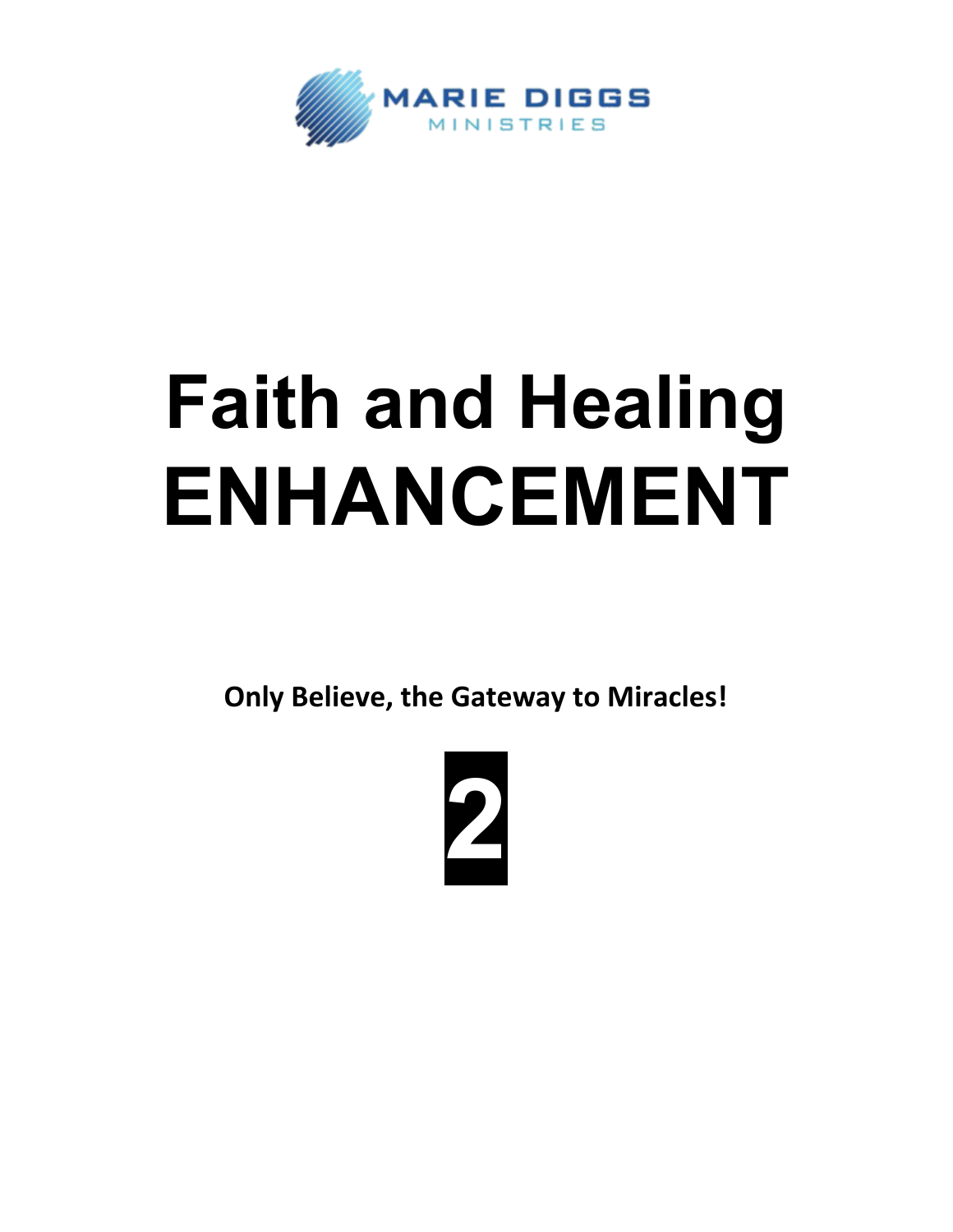MARIE DIGGS
MINISTRIES

# Faith and Healing ENHANCEMENT

**Only Believe, the Gateway to Miracles!**

**2**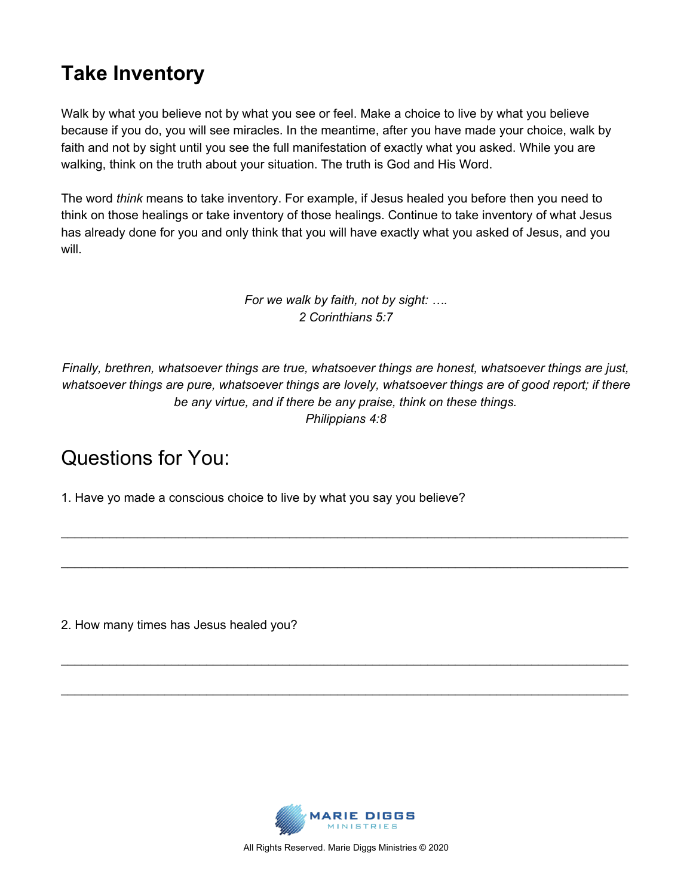# Take Inventory

Walk by what you believe not by what you see or feel. Make a choice to live by what you believe because if you do, you will see miracles. In the meantime, after you have made your choice, walk by faith and not by sight until you see the full manifestation of exactly what you asked. While you are walking, think on the truth about your situation. The truth is God and His Word.

The word *think* means to take inventory. For example, if Jesus healed you before then you need to think on those healings or take inventory of those healings. Continue to take inventory of what Jesus has already done for you and only think that you will have exactly what you asked of Jesus, and you will.

*For we walk by faith, not by sight: ….*
*2 Corinthians 5:7*

*Finally, brethren, whatsoever things are true, whatsoever things are honest, whatsoever things are just, whatsoever things are pure, whatsoever things are lovely, whatsoever things are of good report; if there be any virtue, and if there be any praise, think on these things.*
*Philippians 4:8*

## Questions for You:

1. Have yo made a conscious choice to live by what you say you believe?

_______________________________________________________________________________

_______________________________________________________________________________

2. How many times has Jesus healed you?

_______________________________________________________________________________

_______________________________________________________________________________

MARIE DIGGS MINISTRIES

All Rights Reserved. Marie Diggs Ministries © 2020